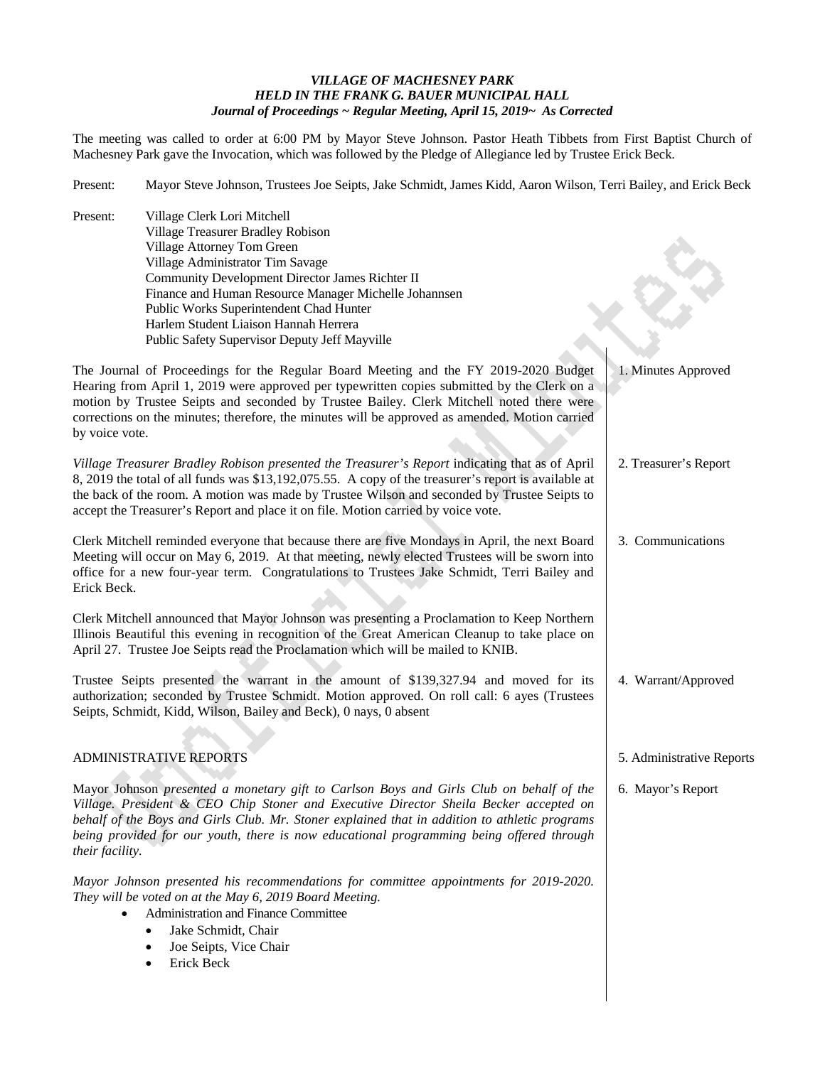***VILLAGE OF MACHESNEY PARK***
***HELD IN THE FRANK G. BAUER MUNICIPAL HALL***
***Journal of Proceedings ~ Regular Meeting, April 15, 2019~ As Corrected***

The meeting was called to order at 6:00 PM by Mayor Steve Johnson. Pastor Heath Tibbets from First Baptist Church of Machesney Park gave the Invocation, which was followed by the Pledge of Allegiance led by Trustee Erick Beck.

Present: Mayor Steve Johnson, Trustees Joe Seipts, Jake Schmidt, James Kidd, Aaron Wilson, Terri Bailey, and Erick Beck

Present: Village Clerk Lori Mitchell
Village Treasurer Bradley Robison
Village Attorney Tom Green
Village Administrator Tim Savage
Community Development Director James Richter II
Finance and Human Resource Manager Michelle Johannsen
Public Works Superintendent Chad Hunter
Harlem Student Liaison Hannah Herrera
Public Safety Supervisor Deputy Jeff Mayville

1. Minutes Approved

The Journal of Proceedings for the Regular Board Meeting and the FY 2019-2020 Budget Hearing from April 1, 2019 were approved per typewritten copies submitted by the Clerk on a motion by Trustee Seipts and seconded by Trustee Bailey. Clerk Mitchell noted there were corrections on the minutes; therefore, the minutes will be approved as amended. Motion carried by voice vote.

2. Treasurer's Report

*Village Treasurer Bradley Robison presented the Treasurer's Report* indicating that as of April 8, 2019 the total of all funds was $13,192,075.55. A copy of the treasurer's report is available at the back of the room. A motion was made by Trustee Wilson and seconded by Trustee Seipts to accept the Treasurer's Report and place it on file. Motion carried by voice vote.

3. Communications

Clerk Mitchell reminded everyone that because there are five Mondays in April, the next Board Meeting will occur on May 6, 2019. At that meeting, newly elected Trustees will be sworn into office for a new four-year term. Congratulations to Trustees Jake Schmidt, Terri Bailey and Erick Beck.

Clerk Mitchell announced that Mayor Johnson was presenting a Proclamation to Keep Northern Illinois Beautiful this evening in recognition of the Great American Cleanup to take place on April 27. Trustee Joe Seipts read the Proclamation which will be mailed to KNIB.

4. Warrant/Approved

Trustee Seipts presented the warrant in the amount of $139,327.94 and moved for its authorization; seconded by Trustee Schmidt. Motion approved. On roll call: 6 ayes (Trustees Seipts, Schmidt, Kidd, Wilson, Bailey and Beck), 0 nays, 0 absent

5. Administrative Reports

ADMINISTRATIVE REPORTS

6. Mayor's Report

Mayor Johnson *presented a monetary gift to Carlson Boys and Girls Club on behalf of the Village. President & CEO Chip Stoner and Executive Director Sheila Becker accepted on behalf of the Boys and Girls Club. Mr. Stoner explained that in addition to athletic programs being provided for our youth, there is now educational programming being offered through their facility.*

*Mayor Johnson presented his recommendations for committee appointments for 2019-2020. They will be voted on at the May 6, 2019 Board Meeting.*

- Administration and Finance Committee
  - Jake Schmidt, Chair
  - Joe Seipts, Vice Chair
  - Erick Beck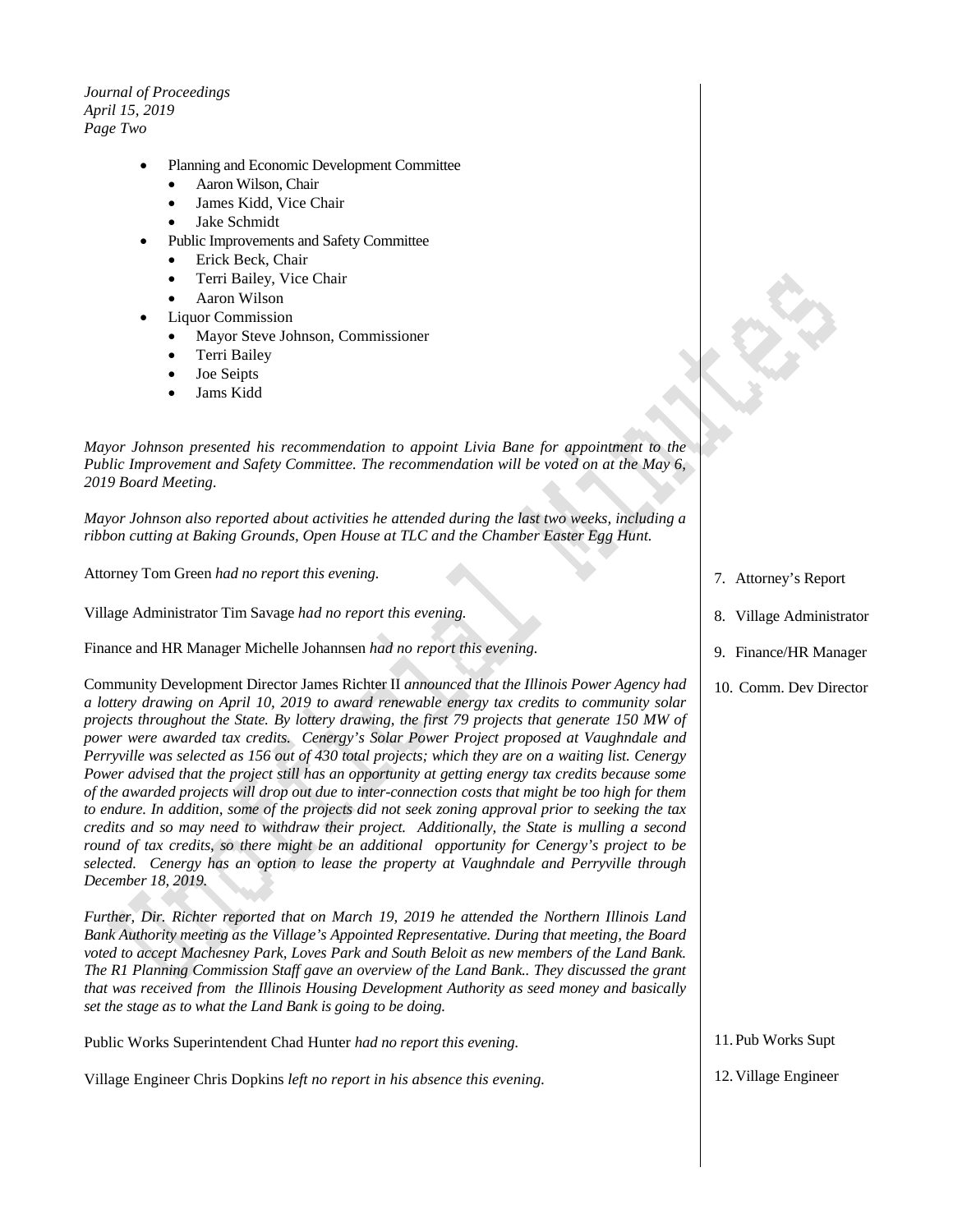- Planning and Economic Development Committee
  - Aaron Wilson, Chair
  - James Kidd, Vice Chair
  - Jake Schmidt
- Public Improvements and Safety Committee
  - Erick Beck, Chair
  - Terri Bailey, Vice Chair
  - Aaron Wilson
- Liquor Commission
  - Mayor Steve Johnson, Commissioner
  - Terri Bailey
  - Joe Seipts
  - Jams Kidd

*Mayor Johnson presented his recommendation to appoint Livia Bane for appointment to the Public Improvement and Safety Committee. The recommendation will be voted on at the May 6, 2019 Board Meeting.*

*Mayor Johnson also reported about activities he attended during the last two weeks, including a ribbon cutting at Baking Grounds, Open House at TLC and the Chamber Easter Egg Hunt.*

7. Attorney's Report

Attorney Tom Green *had no report this evening.*

8. Village Administrator

Village Administrator Tim Savage *had no report this evening.*

9. Finance/HR Manager

Finance and HR Manager Michelle Johannsen *had no report this evening.*

10. Comm. Dev Director

Community Development Director James Richter II *announced that the Illinois Power Agency had a lottery drawing on April 10, 2019 to award renewable energy tax credits to community solar projects throughout the State. By lottery drawing, the first 79 projects that generate 150 MW of power were awarded tax credits. Cenergy's Solar Power Project proposed at Vaughndale and Perryville was selected as 156 out of 430 total projects; which they are on a waiting list. Cenergy Power advised that the project still has an opportunity at getting energy tax credits because some of the awarded projects will drop out due to inter-connection costs that might be too high for them to endure. In addition, some of the projects did not seek zoning approval prior to seeking the tax credits and so may need to withdraw their project. Additionally, the State is mulling a second round of tax credits, so there might be an additional opportunity for Cenergy's project to be selected. Cenergy has an option to lease the property at Vaughndale and Perryville through December 18, 2019.*

*Further, Dir. Richter reported that on March 19, 2019 he attended the Northern Illinois Land Bank Authority meeting as the Village's Appointed Representative. During that meeting, the Board voted to accept Machesney Park, Loves Park and South Beloit as new members of the Land Bank. The R1 Planning Commission Staff gave an overview of the Land Bank.. They discussed the grant that was received from the Illinois Housing Development Authority as seed money and basically set the stage as to what the Land Bank is going to be doing.*

11. Pub Works Supt

Public Works Superintendent Chad Hunter *had no report this evening.*

12. Village Engineer

Village Engineer Chris Dopkins *left no report in his absence this evening.*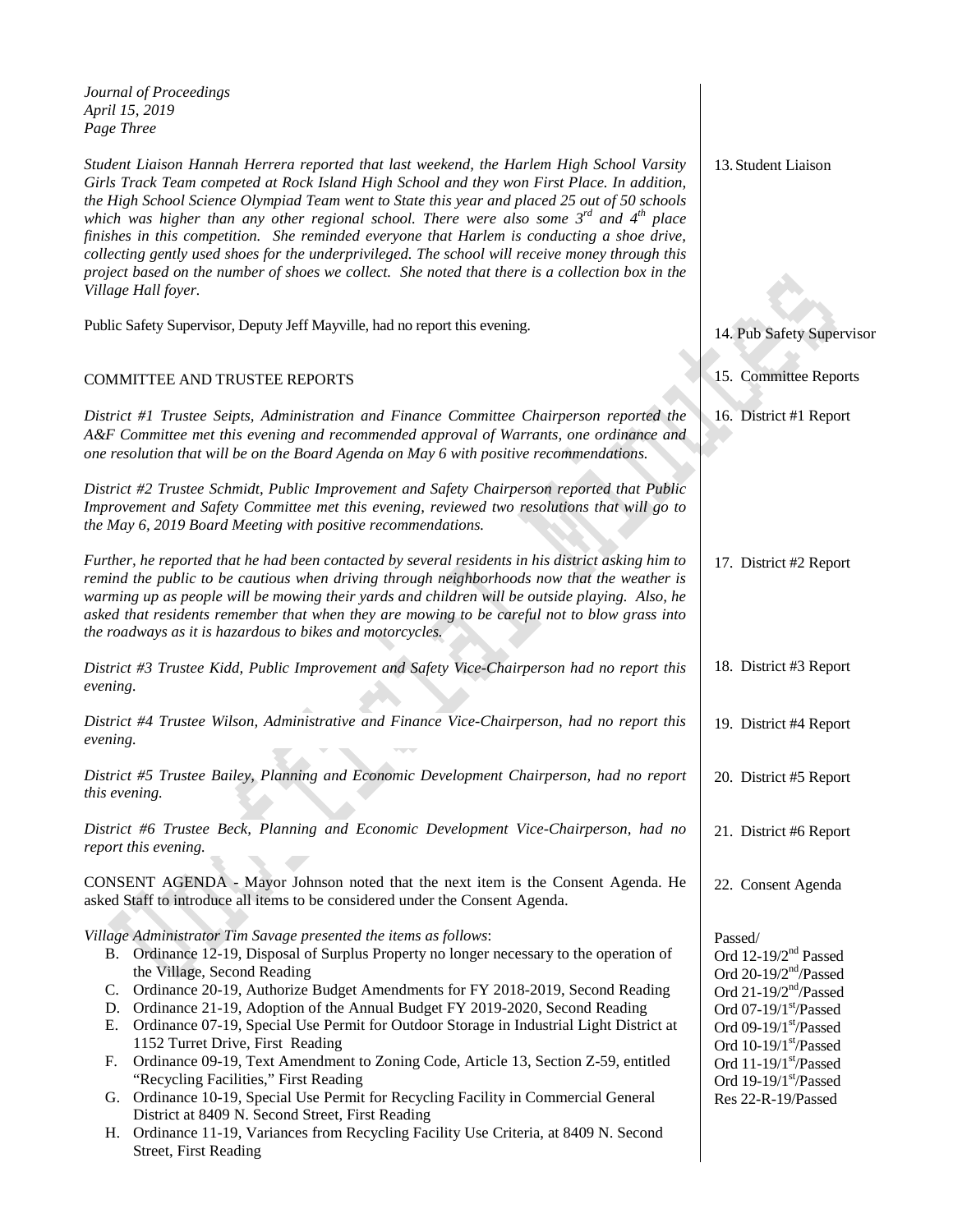*Student Liaison Hannah Herrera reported that last weekend, the Harlem High School Varsity Girls Track Team competed at Rock Island High School and they won First Place. In addition, the High School Science Olympiad Team went to State this year and placed 25 out of 50 schools which was higher than any other regional school. There were also some 3rd and 4th place finishes in this competition. She reminded everyone that Harlem is conducting a shoe drive, collecting gently used shoes for the underprivileged. The school will receive money through this project based on the number of shoes we collect. She noted that there is a collection box in the Village Hall foyer.*

13. Student Liaison

Public Safety Supervisor, Deputy Jeff Mayville, had no report this evening.

14. Pub Safety Supervisor

COMMITTEE AND TRUSTEE REPORTS

15. Committee Reports

*District #1 Trustee Seipts, Administration and Finance Committee Chairperson reported the A&F Committee met this evening and recommended approval of Warrants, one ordinance and one resolution that will be on the Board Agenda on May 6 with positive recommendations.*

16. District #1 Report

*District #2 Trustee Schmidt, Public Improvement and Safety Chairperson reported that Public Improvement and Safety Committee met this evening, reviewed two resolutions that will go to the May 6, 2019 Board Meeting with positive recommendations.*

*Further, he reported that he had been contacted by several residents in his district asking him to remind the public to be cautious when driving through neighborhoods now that the weather is warming up as people will be mowing their yards and children will be outside playing. Also, he asked that residents remember that when they are mowing to be careful not to blow grass into the roadways as it is hazardous to bikes and motorcycles.*

17. District #2 Report

*District #3 Trustee Kidd, Public Improvement and Safety Vice-Chairperson had no report this evening.*

18. District #3 Report

*District #4 Trustee Wilson, Administrative and Finance Vice-Chairperson, had no report this evening.*

19. District #4 Report

*District #5 Trustee Bailey, Planning and Economic Development Chairperson, had no report this evening.*

20. District #5 Report

*District #6 Trustee Beck, Planning and Economic Development Vice-Chairperson, had no report this evening.*

21. District #6 Report

CONSENT AGENDA - Mayor Johnson noted that the next item is the Consent Agenda. He asked Staff to introduce all items to be considered under the Consent Agenda.

22. Consent Agenda

*Village Administrator Tim Savage presented the items as follows*:

B. Ordinance 12-19, Disposal of Surplus Property no longer necessary to the operation of the Village, Second Reading
C. Ordinance 20-19, Authorize Budget Amendments for FY 2018-2019, Second Reading
D. Ordinance 21-19, Adoption of the Annual Budget FY 2019-2020, Second Reading
E. Ordinance 07-19, Special Use Permit for Outdoor Storage in Industrial Light District at 1152 Turret Drive, First Reading
F. Ordinance 09-19, Text Amendment to Zoning Code, Article 13, Section Z-59, entitled "Recycling Facilities," First Reading
G. Ordinance 10-19, Special Use Permit for Recycling Facility in Commercial General District at 8409 N. Second Street, First Reading
H. Ordinance 11-19, Variances from Recycling Facility Use Criteria, at 8409 N. Second Street, First Reading

Passed/
Ord 12-19/2nd Passed
Ord 20-19/2nd/Passed
Ord 21-19/2nd/Passed
Ord 07-19/1st/Passed
Ord 09-19/1st/Passed
Ord 10-19/1st/Passed
Ord 11-19/1st/Passed
Ord 19-19/1st/Passed
Res 22-R-19/Passed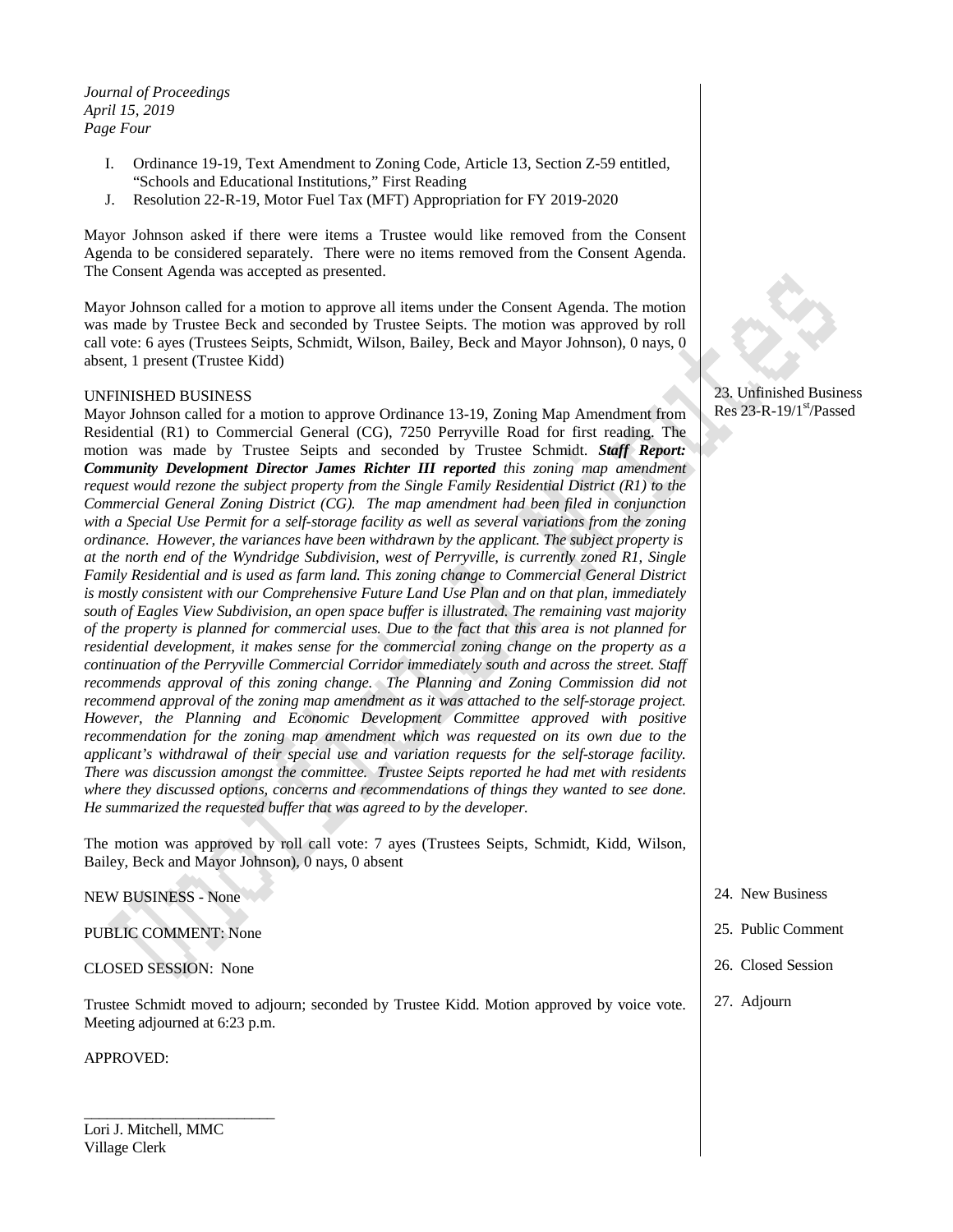I. Ordinance 19-19, Text Amendment to Zoning Code, Article 13, Section Z-59 entitled, "Schools and Educational Institutions," First Reading

J. Resolution 22-R-19, Motor Fuel Tax (MFT) Appropriation for FY 2019-2020

Mayor Johnson asked if there were items a Trustee would like removed from the Consent Agenda to be considered separately. There were no items removed from the Consent Agenda. The Consent Agenda was accepted as presented.

Mayor Johnson called for a motion to approve all items under the Consent Agenda. The motion was made by Trustee Beck and seconded by Trustee Seipts. The motion was approved by roll call vote: 6 ayes (Trustees Seipts, Schmidt, Wilson, Bailey, Beck and Mayor Johnson), 0 nays, 0 absent, 1 present (Trustee Kidd)

23. Unfinished Business
Res 23-R-19/1st/Passed

UNFINISHED BUSINESS

Mayor Johnson called for a motion to approve Ordinance 13-19, Zoning Map Amendment from Residential (R1) to Commercial General (CG), 7250 Perryville Road for first reading. The motion was made by Trustee Seipts and seconded by Trustee Schmidt. ***Staff Report: Community Development Director James Richter III reported*** *this zoning map amendment request would rezone the subject property from the Single Family Residential District (R1) to the Commercial General Zoning District (CG). The map amendment had been filed in conjunction with a Special Use Permit for a self-storage facility as well as several variations from the zoning ordinance. However, the variances have been withdrawn by the applicant. The subject property is at the north end of the Wyndridge Subdivision, west of Perryville, is currently zoned R1, Single Family Residential and is used as farm land. This zoning change to Commercial General District is mostly consistent with our Comprehensive Future Land Use Plan and on that plan, immediately south of Eagles View Subdivision, an open space buffer is illustrated. The remaining vast majority of the property is planned for commercial uses. Due to the fact that this area is not planned for residential development, it makes sense for the commercial zoning change on the property as a continuation of the Perryville Commercial Corridor immediately south and across the street. Staff recommends approval of this zoning change. The Planning and Zoning Commission did not recommend approval of the zoning map amendment as it was attached to the self-storage project. However, the Planning and Economic Development Committee approved with positive recommendation for the zoning map amendment which was requested on its own due to the applicant's withdrawal of their special use and variation requests for the self-storage facility. There was discussion amongst the committee. Trustee Seipts reported he had met with residents where they discussed options, concerns and recommendations of things they wanted to see done. He summarized the requested buffer that was agreed to by the developer.*

The motion was approved by roll call vote: 7 ayes (Trustees Seipts, Schmidt, Kidd, Wilson, Bailey, Beck and Mayor Johnson), 0 nays, 0 absent

24. New Business

NEW BUSINESS - None

25. Public Comment

PUBLIC COMMENT: None

26. Closed Session

CLOSED SESSION: None

27. Adjourn

Trustee Schmidt moved to adjourn; seconded by Trustee Kidd. Motion approved by voice vote. Meeting adjourned at 6:23 p.m.

APPROVED:

\_\_\_\_\_\_\_\_\_\_\_\_\_\_\_\_\_\_\_\_\_\_\_\_\_

Lori J. Mitchell, MMC
Village Clerk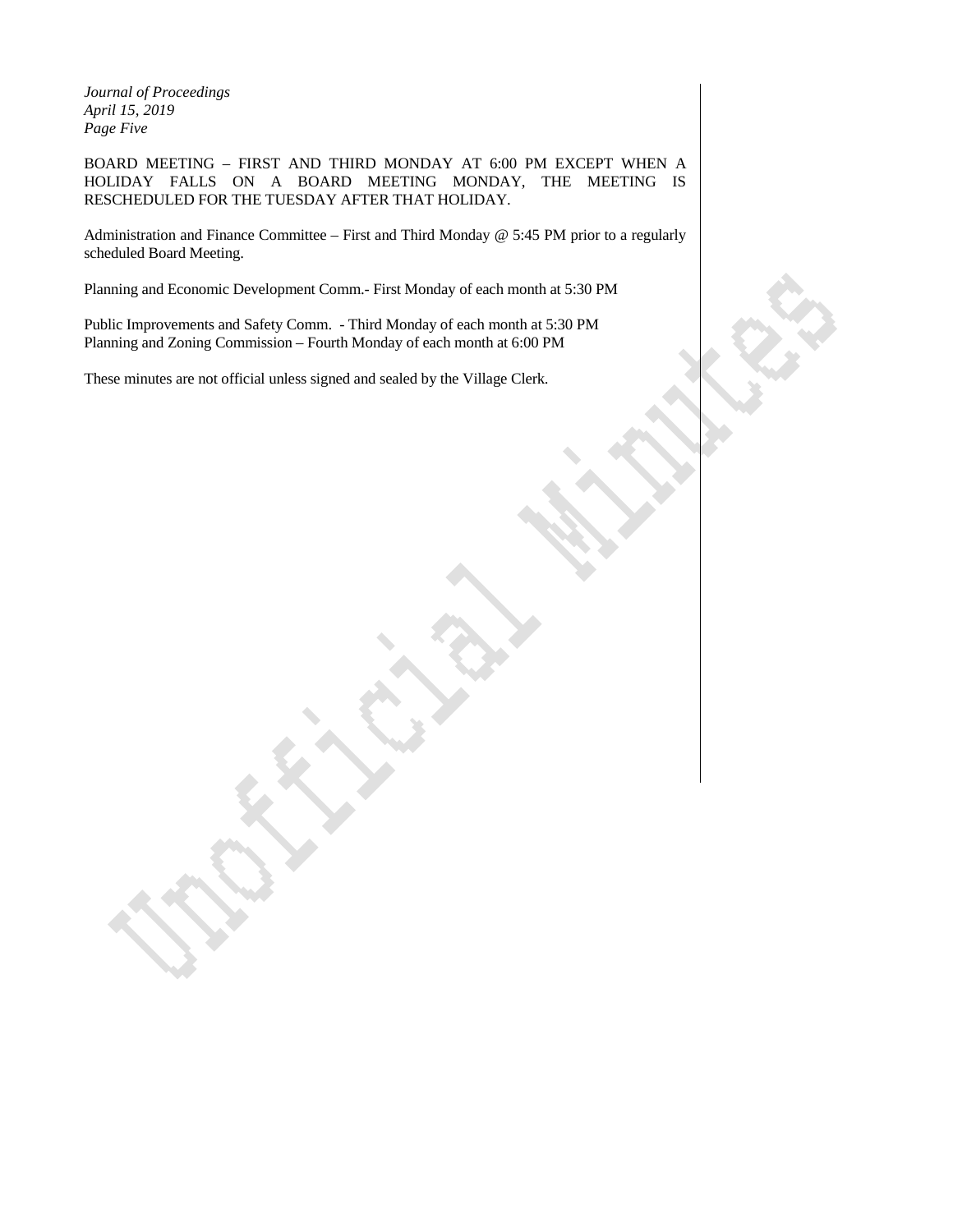BOARD MEETING – FIRST AND THIRD MONDAY AT 6:00 PM EXCEPT WHEN A HOLIDAY FALLS ON A BOARD MEETING MONDAY, THE MEETING IS RESCHEDULED FOR THE TUESDAY AFTER THAT HOLIDAY.

Administration and Finance Committee – First and Third Monday @ 5:45 PM prior to a regularly scheduled Board Meeting.

Planning and Economic Development Comm.- First Monday of each month at 5:30 PM

Public Improvements and Safety Comm. - Third Monday of each month at 5:30 PM
Planning and Zoning Commission – Fourth Monday of each month at 6:00 PM

These minutes are not official unless signed and sealed by the Village Clerk.